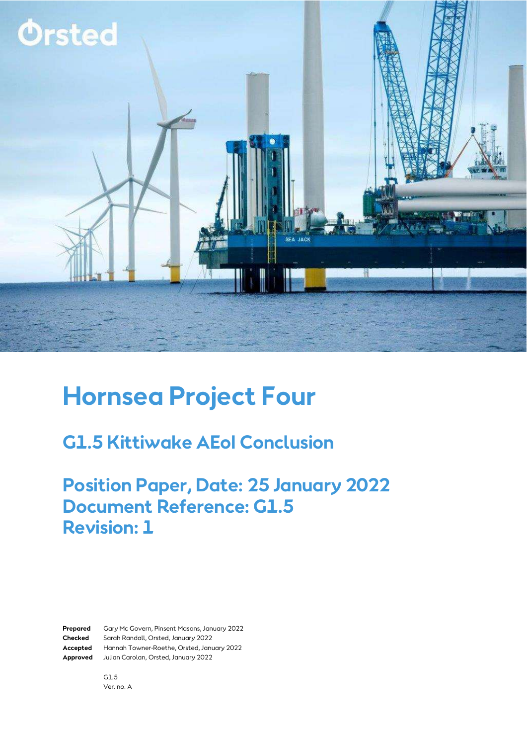Ørsted

# Hornsea Project Four

## G1.5 Kittiwake AEoI Conclusion

## Position Paper, Date: 25 January 2022
## Document Reference: G1.5
## Revision: 1

| | |
|---|---|
| **Prepared** | Gary Mc Govern, Pinsent Masons, January 2022 |
| **Checked** | Sarah Randall, Orsted, January 2022 |
| **Accepted** | Hannah Towner-Roethe, Orsted, January 2022 |
| **Approved** | Julian Carolan, Orsted, January 2022 |

G1.5
Ver. no. A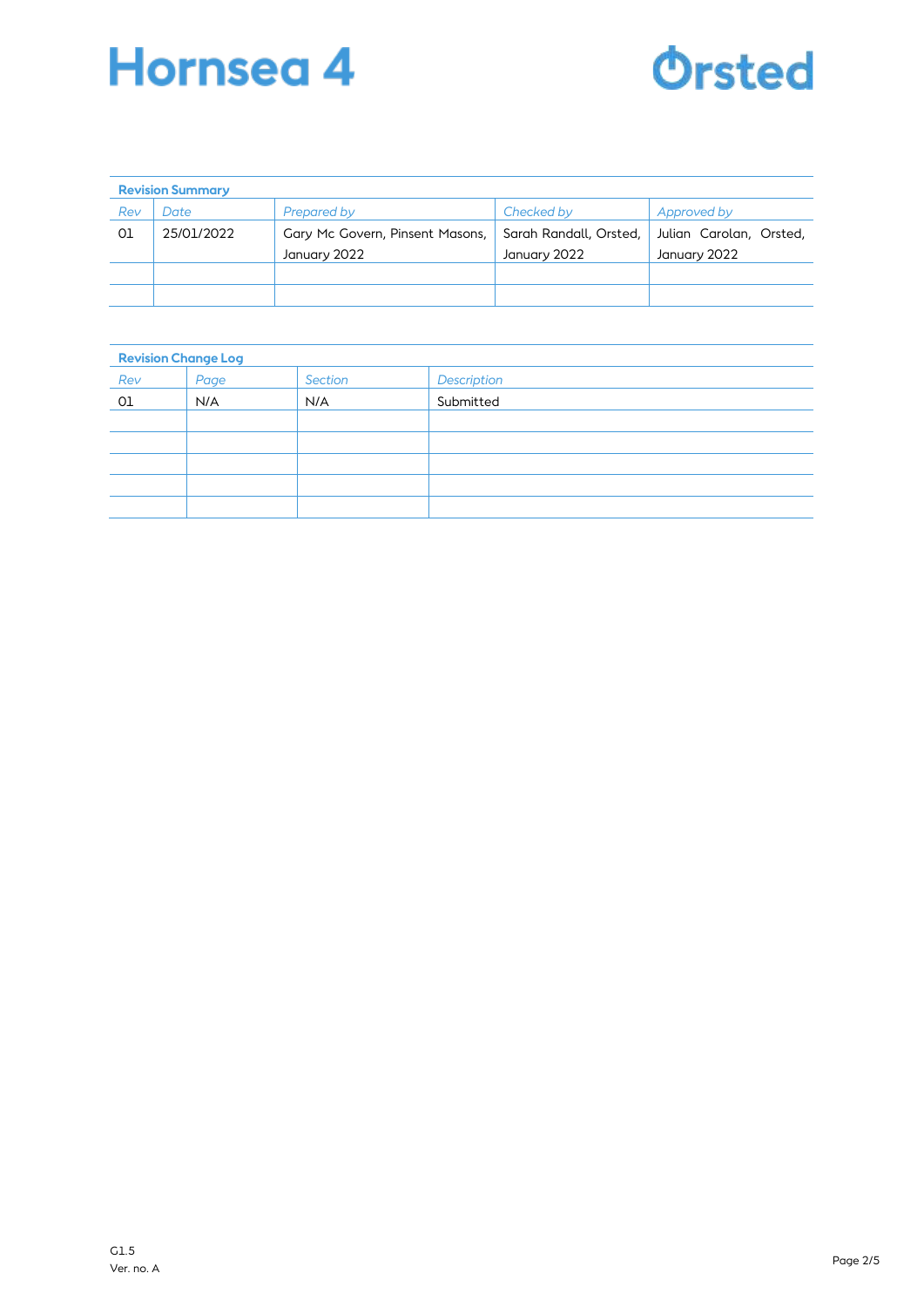**Revision Summary**

| Rev | Date | Prepared by | Checked by | Approved by |
|---|---|---|---|---|
| 01 | 25/01/2022 | Gary Mc Govern, Pinsent Masons, January 2022 | Sarah Randall, Orsted, January 2022 | Julian Carolan, Orsted, January 2022 |
| | | | | |
| | | | | |

**Revision Change Log**

| Rev | Page | Section | Description |
|---|---|---|---|
| 01 | N/A | N/A | Submitted |
| | | | |
| | | | |
| | | | |
| | | | |
| | | | |

G1.5
Ver. no. A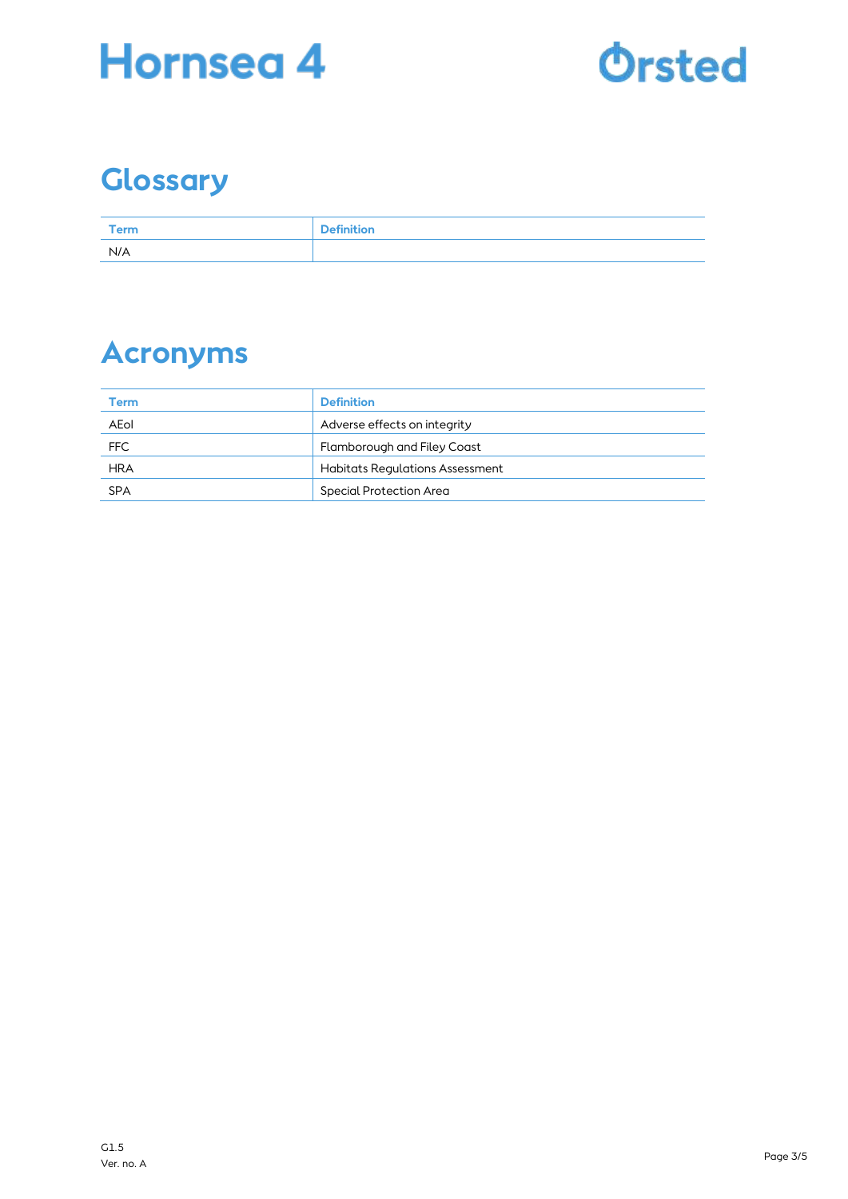# Glossary

| Term | Definition |
| --- | --- |
| N/A | |

# Acronyms

| Term | Definition |
| --- | --- |
| AEoI | Adverse effects on integrity |
| FFC | Flamborough and Filey Coast |
| HRA | Habitats Regulations Assessment |
| SPA | Special Protection Area |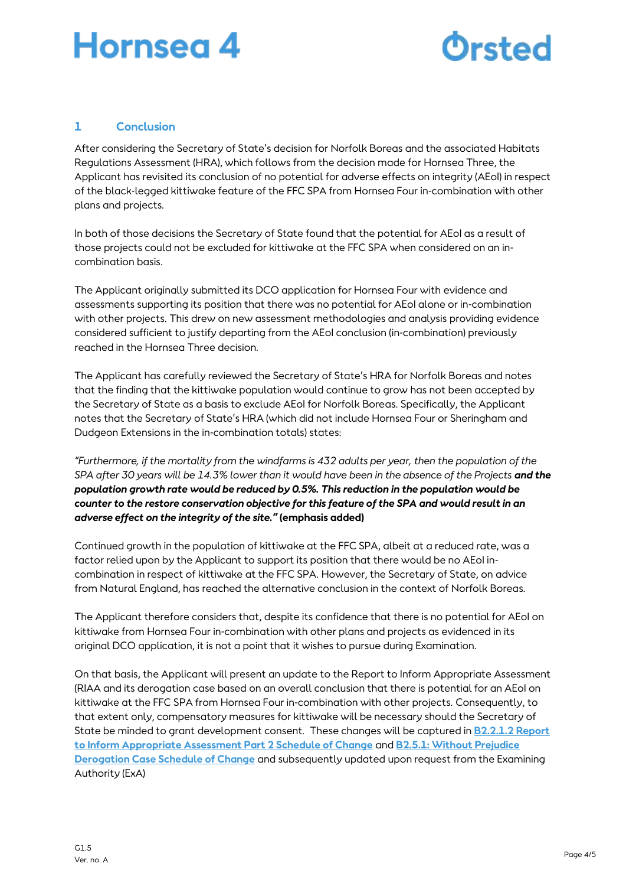## 1 Conclusion

After considering the Secretary of State's decision for Norfolk Boreas and the associated Habitats Regulations Assessment (HRA), which follows from the decision made for Hornsea Three, the Applicant has revisited its conclusion of no potential for adverse effects on integrity (AEoI) in respect of the black-legged kittiwake feature of the FFC SPA from Hornsea Four in-combination with other plans and projects.

In both of those decisions the Secretary of State found that the potential for AEoI as a result of those projects could not be excluded for kittiwake at the FFC SPA when considered on an in-combination basis.

The Applicant originally submitted its DCO application for Hornsea Four with evidence and assessments supporting its position that there was no potential for AEoI alone or in-combination with other projects. This drew on new assessment methodologies and analysis providing evidence considered sufficient to justify departing from the AEoI conclusion (in-combination) previously reached in the Hornsea Three decision.

The Applicant has carefully reviewed the Secretary of State's HRA for Norfolk Boreas and notes that the finding that the kittiwake population would continue to grow has not been accepted by the Secretary of State as a basis to exclude AEoI for Norfolk Boreas. Specifically, the Applicant notes that the Secretary of State's HRA (which did not include Hornsea Four or Sheringham and Dudgeon Extensions in the in-combination totals) states:

*"Furthermore, if the mortality from the windfarms is 432 adults per year, then the population of the SPA after 30 years will be 14.3% lower than it would have been in the absence of the Projects* ***and the population growth rate would be reduced by 0.5%. This reduction in the population would be counter to the restore conservation objective for this feature of the SPA and would result in an adverse effect on the integrity of the site."*** **(emphasis added)**

Continued growth in the population of kittiwake at the FFC SPA, albeit at a reduced rate, was a factor relied upon by the Applicant to support its position that there would be no AEoI in-combination in respect of kittiwake at the FFC SPA. However, the Secretary of State, on advice from Natural England, has reached the alternative conclusion in the context of Norfolk Boreas.

The Applicant therefore considers that, despite its confidence that there is no potential for AEoI on kittiwake from Hornsea Four in-combination with other plans and projects as evidenced in its original DCO application, it is not a point that it wishes to pursue during Examination.

On that basis, the Applicant will present an update to the Report to Inform Appropriate Assessment (RIAA and its derogation case based on an overall conclusion that there is potential for an AEoI on kittiwake at the FFC SPA from Hornsea Four in-combination with other projects. Consequently, to that extent only, compensatory measures for kittiwake will be necessary should the Secretary of State be minded to grant development consent. These changes will be captured in **B2.2.1.2 Report to Inform Appropriate Assessment Part 2 Schedule of Change** and **B2.5.1: Without Prejudice Derogation Case Schedule of Change** and subsequently updated upon request from the Examining Authority (ExA)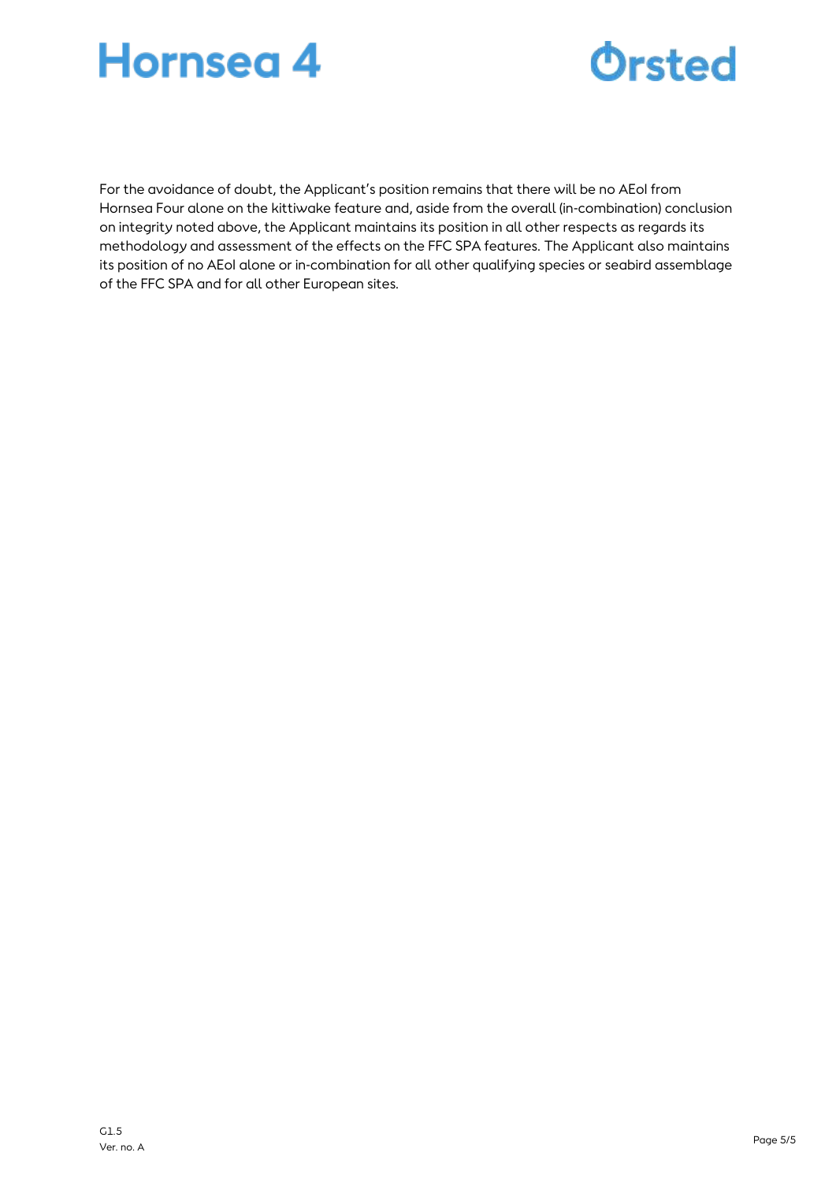For the avoidance of doubt, the Applicant's position remains that there will be no AEoI from Hornsea Four alone on the kittiwake feature and, aside from the overall (in-combination) conclusion on integrity noted above, the Applicant maintains its position in all other respects as regards its methodology and assessment of the effects on the FFC SPA features. The Applicant also maintains its position of no AEoI alone or in-combination for all other qualifying species or seabird assemblage of the FFC SPA and for all other European sites.